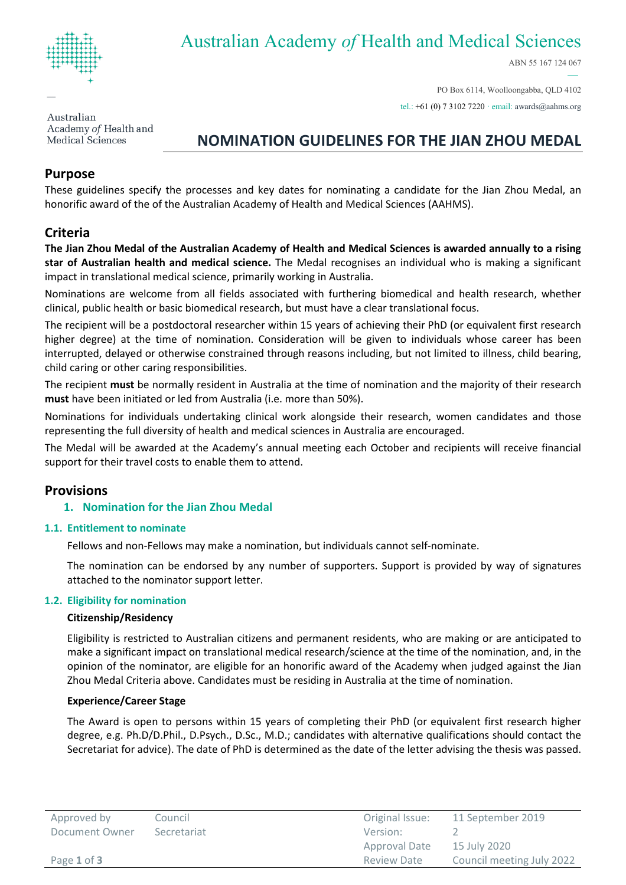Australian Academy *of* Health and Medical Sciences

ABN 55 167 124 067

PO Box 6114, Woolloongabba, QLD 4102

tel.: +61 (0) 7 3102 7220 · email: awards@aahms.org

# NOMINATION GUIDELINES FOR THE JIAN ZHOU MEDAL

## Purpose

These guidelines specify the processes and key dates for nominating a candidate for the Jian Zhou Medal, an honorific award of the of the Australian Academy of Health and Medical Sciences (AAHMS).

## Criteria

**The Jian Zhou Medal of the Australian Academy of Health and Medical Sciences is awarded annually to a rising star of Australian health and medical science.** The Medal recognises an individual who is making a significant impact in translational medical science, primarily working in Australia.

Nominations are welcome from all fields associated with furthering biomedical and health research, whether clinical, public health or basic biomedical research, but must have a clear translational focus.

The recipient will be a postdoctoral researcher within 15 years of achieving their PhD (or equivalent first research higher degree) at the time of nomination. Consideration will be given to individuals whose career has been interrupted, delayed or otherwise constrained through reasons including, but not limited to illness, child bearing, child caring or other caring responsibilities.

The recipient **must** be normally resident in Australia at the time of nomination and the majority of their research **must** have been initiated or led from Australia (i.e. more than 50%).

Nominations for individuals undertaking clinical work alongside their research, women candidates and those representing the full diversity of health and medical sciences in Australia are encouraged.

The Medal will be awarded at the Academy's annual meeting each October and recipients will receive financial support for their travel costs to enable them to attend.

## Provisions

### 1. Nomination for the Jian Zhou Medal

#### 1.1. Entitlement to nominate

Fellows and non-Fellows may make a nomination, but individuals cannot self-nominate.

The nomination can be endorsed by any number of supporters. Support is provided by way of signatures attached to the nominator support letter.

#### 1.2. Eligibility for nomination

**Citizenship/Residency**

Eligibility is restricted to Australian citizens and permanent residents, who are making or are anticipated to make a significant impact on translational medical research/science at the time of the nomination, and, in the opinion of the nominator, are eligible for an honorific award of the Academy when judged against the Jian Zhou Medal Criteria above. Candidates must be residing in Australia at the time of nomination.

**Experience/Career Stage**

The Award is open to persons within 15 years of completing their PhD (or equivalent first research higher degree, e.g. Ph.D/D.Phil., D.Psych., D.Sc., M.D.; candidates with alternative qualifications should contact the Secretariat for advice). The date of PhD is determined as the date of the letter advising the thesis was passed.

| Approved by | Council | Original Issue: | 11 September 2019 |
|---|---|---|---|
| Document Owner | Secretariat | Version: | 2 |
| | | Approval Date | 15 July 2020 |
| | | Review Date | Council meeting July 2022 |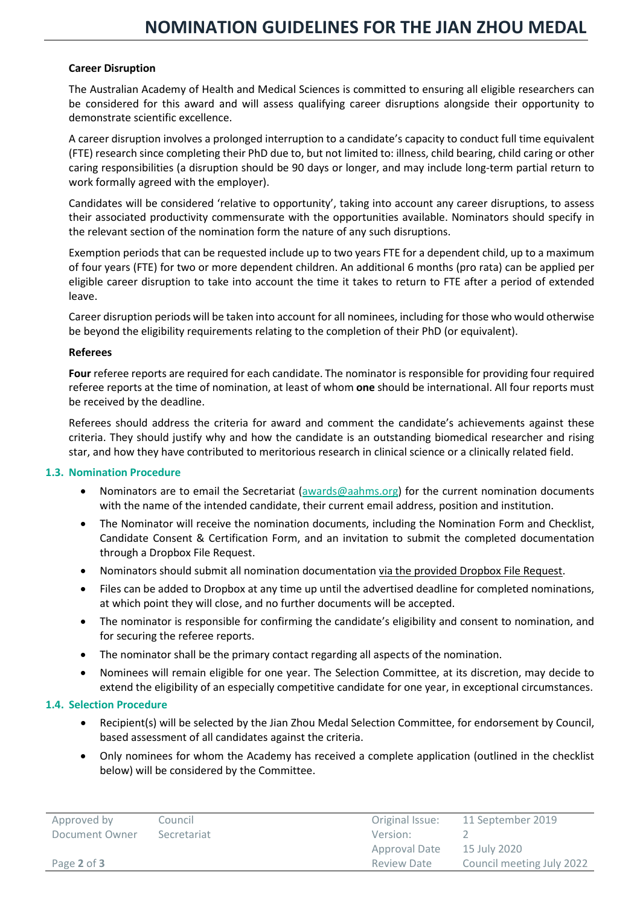**Career Disruption**

The Australian Academy of Health and Medical Sciences is committed to ensuring all eligible researchers can be considered for this award and will assess qualifying career disruptions alongside their opportunity to demonstrate scientific excellence.

A career disruption involves a prolonged interruption to a candidate's capacity to conduct full time equivalent (FTE) research since completing their PhD due to, but not limited to: illness, child bearing, child caring or other caring responsibilities (a disruption should be 90 days or longer, and may include long-term partial return to work formally agreed with the employer).

Candidates will be considered 'relative to opportunity', taking into account any career disruptions, to assess their associated productivity commensurate with the opportunities available. Nominators should specify in the relevant section of the nomination form the nature of any such disruptions.

Exemption periods that can be requested include up to two years FTE for a dependent child, up to a maximum of four years (FTE) for two or more dependent children. An additional 6 months (pro rata) can be applied per eligible career disruption to take into account the time it takes to return to FTE after a period of extended leave.

Career disruption periods will be taken into account for all nominees, including for those who would otherwise be beyond the eligibility requirements relating to the completion of their PhD (or equivalent).

**Referees**

**Four** referee reports are required for each candidate. The nominator is responsible for providing four required referee reports at the time of nomination, at least of whom **one** should be international. All four reports must be received by the deadline.

Referees should address the criteria for award and comment the candidate's achievements against these criteria. They should justify why and how the candidate is an outstanding biomedical researcher and rising star, and how they have contributed to meritorious research in clinical science or a clinically related field.

## 1.3. Nomination Procedure

- Nominators are to email the Secretariat (awards@aahms.org) for the current nomination documents with the name of the intended candidate, their current email address, position and institution.
- The Nominator will receive the nomination documents, including the Nomination Form and Checklist, Candidate Consent & Certification Form, and an invitation to submit the completed documentation through a Dropbox File Request.
- Nominators should submit all nomination documentation via the provided Dropbox File Request.
- Files can be added to Dropbox at any time up until the advertised deadline for completed nominations, at which point they will close, and no further documents will be accepted.
- The nominator is responsible for confirming the candidate's eligibility and consent to nomination, and for securing the referee reports.
- The nominator shall be the primary contact regarding all aspects of the nomination.
- Nominees will remain eligible for one year. The Selection Committee, at its discretion, may decide to extend the eligibility of an especially competitive candidate for one year, in exceptional circumstances.

## 1.4. Selection Procedure

- Recipient(s) will be selected by the Jian Zhou Medal Selection Committee, for endorsement by Council, based assessment of all candidates against the criteria.
- Only nominees for whom the Academy has received a complete application (outlined in the checklist below) will be considered by the Committee.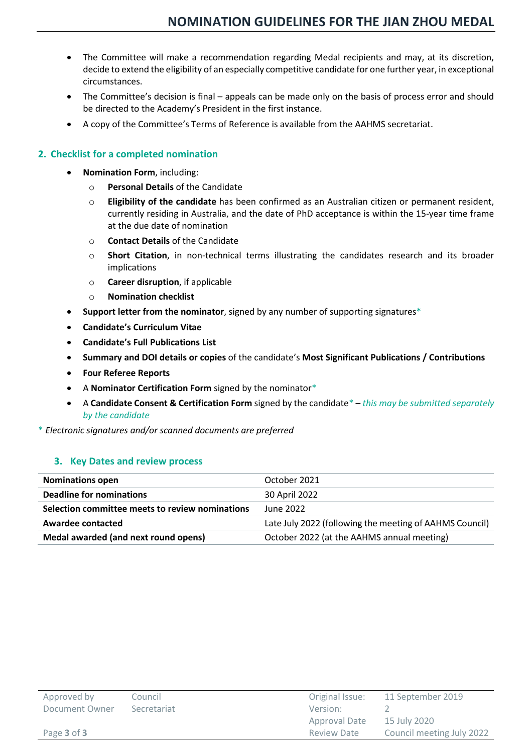- The Committee will make a recommendation regarding Medal recipients and may, at its discretion, decide to extend the eligibility of an especially competitive candidate for one further year, in exceptional circumstances.
- The Committee's decision is final – appeals can be made only on the basis of process error and should be directed to the Academy's President in the first instance.
- A copy of the Committee's Terms of Reference is available from the AAHMS secretariat.

## 2. Checklist for a completed nomination

- **Nomination Form**, including:
  - **Personal Details** of the Candidate
  - **Eligibility of the candidate** has been confirmed as an Australian citizen or permanent resident, currently residing in Australia, and the date of PhD acceptance is within the 15-year time frame at the due date of nomination
  - **Contact Details** of the Candidate
  - **Short Citation**, in non-technical terms illustrating the candidates research and its broader implications
  - **Career disruption**, if applicable
  - **Nomination checklist**
- **Support letter from the nominator**, signed by any number of supporting signatures*
- **Candidate's Curriculum Vitae**
- **Candidate's Full Publications List**
- **Summary and DOI details or copies** of the candidate's **Most Significant Publications / Contributions**
- **Four Referee Reports**
- A **Nominator Certification Form** signed by the nominator*
- A **Candidate Consent & Certification Form** signed by the candidate* – *this may be submitted separately by the candidate*

\* *Electronic signatures and/or scanned documents are preferred*

## 3. Key Dates and review process

| | |
|---|---|
| **Nominations open** | October 2021 |
| **Deadline for nominations** | 30 April 2022 |
| **Selection committee meets to review nominations** | June 2022 |
| **Awardee contacted** | Late July 2022 (following the meeting of AAHMS Council) |
| **Medal awarded (and next round opens)** | October 2022 (at the AAHMS annual meeting) |

| | | | |
|---|---|---|---|
| Approved by | Council | Original Issue: | 11 September 2019 |
| Document Owner | Secretariat | Version: | 2 |
| | | Approval Date | 15 July 2020 |
| | | Review Date | Council meeting July 2022 |